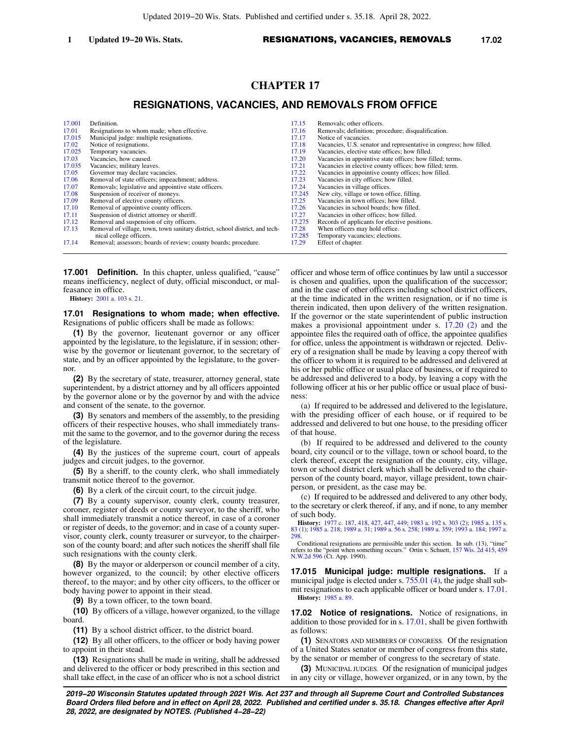# CHAPTER 17

## RESIGNATIONS, VACANCIES, AND REMOVALS FROM OFFICE

| | | | |
|---|---|---|---|
| 17.001 | Definition. | 17.15 | Removals; other officers. |
| 17.01 | Resignations to whom made; when effective. | 17.16 | Removals; definition; procedure; disqualification. |
| 17.015 | Municipal judge: multiple resignations. | 17.17 | Notice of vacancies. |
| 17.02 | Notice of resignations. | 17.18 | Vacancies, U.S. senator and representative in congress; how filled. |
| 17.025 | Temporary vacancies. | 17.19 | Vacancies, elective state offices; how filled. |
| 17.03 | Vacancies, how caused. | 17.20 | Vacancies in appointive state offices; how filled; terms. |
| 17.035 | Vacancies; military leaves. | 17.21 | Vacancies in elective county offices; how filled; term. |
| 17.05 | Governor may declare vacancies. | 17.22 | Vacancies in appointive county offices; how filled. |
| 17.06 | Removal of state officers; impeachment; address. | 17.23 | Vacancies in city offices; how filled. |
| 17.07 | Removals; legislative and appointive state officers. | 17.24 | Vacancies in village offices. |
| 17.08 | Suspension of receiver of moneys. | 17.245 | New city, village or town office, filling. |
| 17.09 | Removal of elective county officers. | 17.25 | Vacancies in town offices; how filled. |
| 17.10 | Removal of appointive county officers. | 17.26 | Vacancies in school boards; how filled. |
| 17.11 | Suspension of district attorney or sheriff. | 17.27 | Vacancies in other offices; how filled. |
| 17.12 | Removal and suspension of city officers. | 17.275 | Records of applicants for elective positions. |
| 17.13 | Removal of village, town, town sanitary district, school district, and technical college officers. | 17.28 | When officers may hold office. |
| | | 17.285 | Temporary vacancies; elections. |
| 17.14 | Removal; assessors; boards of review; county boards; procedure. | 17.29 | Effect of chapter. |

**17.001 Definition.** In this chapter, unless qualified, "cause" means inefficiency, neglect of duty, official misconduct, or malfeasance in office.

**History:** 2001 a. 103 s. 21.

**17.01 Resignations to whom made; when effective.** Resignations of public officers shall be made as follows:

**(1)** By the governor, lieutenant governor or any officer appointed by the legislature, to the legislature, if in session; otherwise by the governor or lieutenant governor, to the secretary of state, and by an officer appointed by the legislature, to the governor.

**(2)** By the secretary of state, treasurer, attorney general, state superintendent, by a district attorney and by all officers appointed by the governor alone or by the governor by and with the advice and consent of the senate, to the governor.

**(3)** By senators and members of the assembly, to the presiding officers of their respective houses, who shall immediately transmit the same to the governor, and to the governor during the recess of the legislature.

**(4)** By the justices of the supreme court, court of appeals judges and circuit judges, to the governor.

**(5)** By a sheriff, to the county clerk, who shall immediately transmit notice thereof to the governor.

**(6)** By a clerk of the circuit court, to the circuit judge.

**(7)** By a county supervisor, county clerk, county treasurer, coroner, register of deeds or county surveyor, to the sheriff, who shall immediately transmit a notice thereof, in case of a coroner or register of deeds, to the governor; and in case of a county supervisor, county clerk, county treasurer or surveyor, to the chairperson of the county board; and after such notices the sheriff shall file such resignations with the county clerk.

**(8)** By the mayor or alderperson or council member of a city, however organized, to the council; by other elective officers thereof, to the mayor; and by other city officers, to the officer or body having power to appoint in their stead.

**(9)** By a town officer, to the town board.

**(10)** By officers of a village, however organized, to the village board.

**(11)** By a school district officer, to the district board.

**(12)** By all other officers, to the officer or body having power to appoint in their stead.

**(13)** Resignations shall be made in writing, shall be addressed and delivered to the officer or body prescribed in this section and shall take effect, in the case of an officer who is not a school district officer and whose term of office continues by law until a successor is chosen and qualifies, upon the qualification of the successor; and in the case of other officers including school district officers, at the time indicated in the written resignation, or if no time is therein indicated, then upon delivery of the written resignation. If the governor or the state superintendent of public instruction makes a provisional appointment under s. 17.20 (2) and the appointee files the required oath of office, the appointee qualifies for office, unless the appointment is withdrawn or rejected. Delivery of a resignation shall be made by leaving a copy thereof with the officer to whom it is required to be addressed and delivered at his or her public office or usual place of business, or if required to be addressed and delivered to a body, by leaving a copy with the following officer at his or her public office or usual place of business:

(a) If required to be addressed and delivered to the legislature, with the presiding officer of each house, or if required to be addressed and delivered to but one house, to the presiding officer of that house.

(b) If required to be addressed and delivered to the county board, city council or to the village, town or school board, to the clerk thereof, except the resignation of the county, city, village, town or school district clerk which shall be delivered to the chairperson of the county board, mayor, village president, town chairperson, or president, as the case may be.

(c) If required to be addressed and delivered to any other body, to the secretary or clerk thereof, if any, and if none, to any member of such body.

**History:** 1977 c. 187, 418, 427, 447, 449; 1983 a. 192 s. 303 (2); 1985 a. 135 s. 83 (1); 1985 a. 218; 1989 a. 31; 1989 a. 56 s. 258; 1989 a. 359; 1993 a. 184; 1997 a. 298.

Conditional resignations are permissible under this section. In sub. (13), "time" refers to the "point when something occurs." Ortin v. Schuett, 157 Wis. 2d 415, 459 N.W.2d 596 (Ct. App. 1990).

**17.015 Municipal judge: multiple resignations.** If a municipal judge is elected under s. 755.01 (4), the judge shall submit resignations to each applicable officer or board under s. 17.01.

**History:** 1985 a. 89.

**17.02 Notice of resignations.** Notice of resignations, in addition to those provided for in s. 17.01, shall be given forthwith as follows:

**(1)** SENATORS AND MEMBERS OF CONGRESS. Of the resignation of a United States senator or member of congress from this state, by the senator or member of congress to the secretary of state.

**(3)** MUNICIPAL JUDGES. Of the resignation of municipal judges in any city or village, however organized, or in any town, by the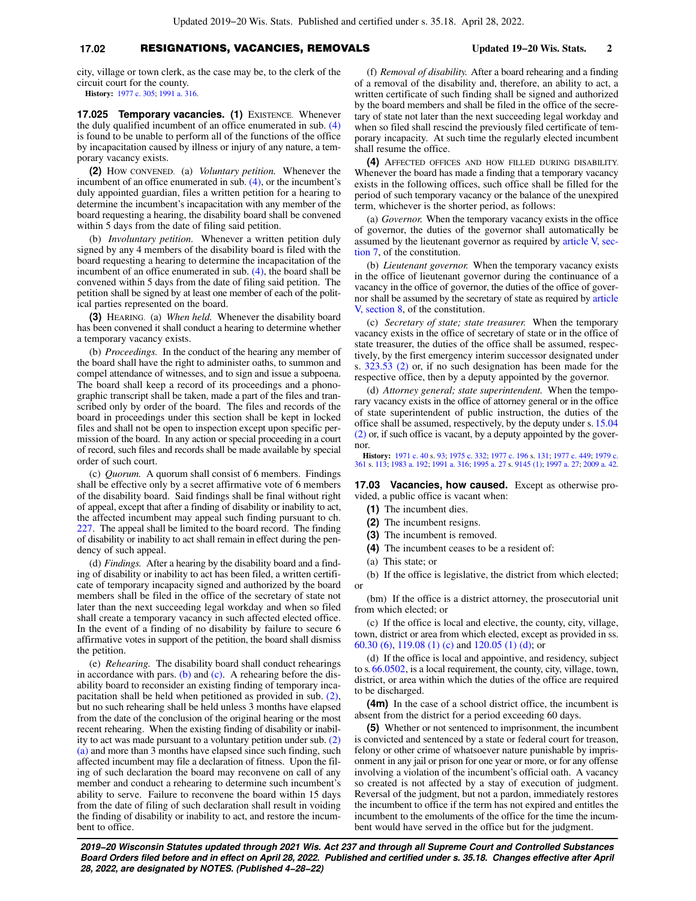city, village or town clerk, as the case may be, to the clerk of the circuit court for the county.

**History:** 1977 c. 305; 1991 a. 316.

**17.025 Temporary vacancies. (1)** EXISTENCE. Whenever the duly qualified incumbent of an office enumerated in sub. (4) is found to be unable to perform all of the functions of the office by incapacitation caused by illness or injury of any nature, a temporary vacancy exists.

**(2)** HOW CONVENED. (a) *Voluntary petition.* Whenever the incumbent of an office enumerated in sub. (4), or the incumbent's duly appointed guardian, files a written petition for a hearing to determine the incumbent's incapacitation with any member of the board requesting a hearing, the disability board shall be convened within 5 days from the date of filing said petition.

(b) *Involuntary petition.* Whenever a written petition duly signed by any 4 members of the disability board is filed with the board requesting a hearing to determine the incapacitation of the incumbent of an office enumerated in sub. (4), the board shall be convened within 5 days from the date of filing said petition. The petition shall be signed by at least one member of each of the political parties represented on the board.

**(3)** HEARING. (a) *When held.* Whenever the disability board has been convened it shall conduct a hearing to determine whether a temporary vacancy exists.

(b) *Proceedings.* In the conduct of the hearing any member of the board shall have the right to administer oaths, to summon and compel attendance of witnesses, and to sign and issue a subpoena. The board shall keep a record of its proceedings and a phonographic transcript shall be taken, made a part of the files and transcribed only by order of the board. The files and records of the board in proceedings under this section shall be kept in locked files and shall not be open to inspection except upon specific permission of the board. In any action or special proceeding in a court of record, such files and records shall be made available by special order of such court.

(c) *Quorum.* A quorum shall consist of 6 members. Findings shall be effective only by a secret affirmative vote of 6 members of the disability board. Said findings shall be final without right of appeal, except that after a finding of disability or inability to act, the affected incumbent may appeal such finding pursuant to ch. 227. The appeal shall be limited to the board record. The finding of disability or inability to act shall remain in effect during the pendency of such appeal.

(d) *Findings.* After a hearing by the disability board and a finding of disability or inability to act has been filed, a written certificate of temporary incapacity signed and authorized by the board members shall be filed in the office of the secretary of state not later than the next succeeding legal workday and when so filed shall create a temporary vacancy in such affected elected office. In the event of a finding of no disability by failure to secure 6 affirmative votes in support of the petition, the board shall dismiss the petition.

(e) *Rehearing.* The disability board shall conduct rehearings in accordance with pars. (b) and (c). A rehearing before the disability board to reconsider an existing finding of temporary incapacitation shall be held when petitioned as provided in sub. (2), but no such rehearing shall be held unless 3 months have elapsed from the date of the conclusion of the original hearing or the most recent rehearing. When the existing finding of disability or inability to act was made pursuant to a voluntary petition under sub. (2) (a) and more than 3 months have elapsed since such finding, such affected incumbent may file a declaration of fitness. Upon the filing of such declaration the board may reconvene on call of any member and conduct a rehearing to determine such incumbent's ability to serve. Failure to reconvene the board within 15 days from the date of filing of such declaration shall result in voiding the finding of disability or inability to act, and restore the incumbent to office.

(f) *Removal of disability.* After a board rehearing and a finding of a removal of the disability and, therefore, an ability to act, a written certificate of such finding shall be signed and authorized by the board members and shall be filed in the office of the secretary of state not later than the next succeeding legal workday and when so filed shall rescind the previously filed certificate of temporary incapacity. At such time the regularly elected incumbent shall resume the office.

**(4)** AFFECTED OFFICES AND HOW FILLED DURING DISABILITY. Whenever the board has made a finding that a temporary vacancy exists in the following offices, such office shall be filled for the period of such temporary vacancy or the balance of the unexpired term, whichever is the shorter period, as follows:

(a) *Governor.* When the temporary vacancy exists in the office of governor, the duties of the governor shall automatically be assumed by the lieutenant governor as required by article V, section 7, of the constitution.

(b) *Lieutenant governor.* When the temporary vacancy exists in the office of lieutenant governor during the continuance of a vacancy in the office of governor, the duties of the office of governor shall be assumed by the secretary of state as required by article V, section 8, of the constitution.

(c) *Secretary of state; state treasurer.* When the temporary vacancy exists in the office of secretary of state or in the office of state treasurer, the duties of the office shall be assumed, respectively, by the first emergency interim successor designated under s. 323.53 (2) or, if no such designation has been made for the respective office, then by a deputy appointed by the governor.

(d) *Attorney general; state superintendent.* When the temporary vacancy exists in the office of attorney general or in the office of state superintendent of public instruction, the duties of the office shall be assumed, respectively, by the deputy under s. 15.04 (2) or, if such office is vacant, by a deputy appointed by the governor.

**History:** 1971 c. 40 s. 93; 1975 c. 332; 1977 c. 196 s. 131; 1977 c. 449; 1979 c. 361 s. 113; 1983 a. 192; 1991 a. 316; 1995 a. 27 s. 9145 (1); 1997 a. 27; 2009 a. 42.

**17.03 Vacancies, how caused.** Except as otherwise provided, a public office is vacant when:

**(1)** The incumbent dies.

**(2)** The incumbent resigns.

**(3)** The incumbent is removed.

**(4)** The incumbent ceases to be a resident of:

(a) This state; or

(b) If the office is legislative, the district from which elected; or

(bm) If the office is a district attorney, the prosecutorial unit from which elected; or

(c) If the office is local and elective, the county, city, village, town, district or area from which elected, except as provided in ss. 60.30 (6), 119.08 (1) (c) and 120.05 (1) (d); or

(d) If the office is local and appointive, and residency, subject to s. 66.0502, is a local requirement, the county, city, village, town, district, or area within which the duties of the office are required to be discharged.

**(4m)** In the case of a school district office, the incumbent is absent from the district for a period exceeding 60 days.

**(5)** Whether or not sentenced to imprisonment, the incumbent is convicted and sentenced by a state or federal court for treason, felony or other crime of whatsoever nature punishable by imprisonment in any jail or prison for one year or more, or for any offense involving a violation of the incumbent's official oath. A vacancy so created is not affected by a stay of execution of judgment. Reversal of the judgment, but not a pardon, immediately restores the incumbent to office if the term has not expired and entitles the incumbent to the emoluments of the office for the time the incumbent would have served in the office but for the judgment.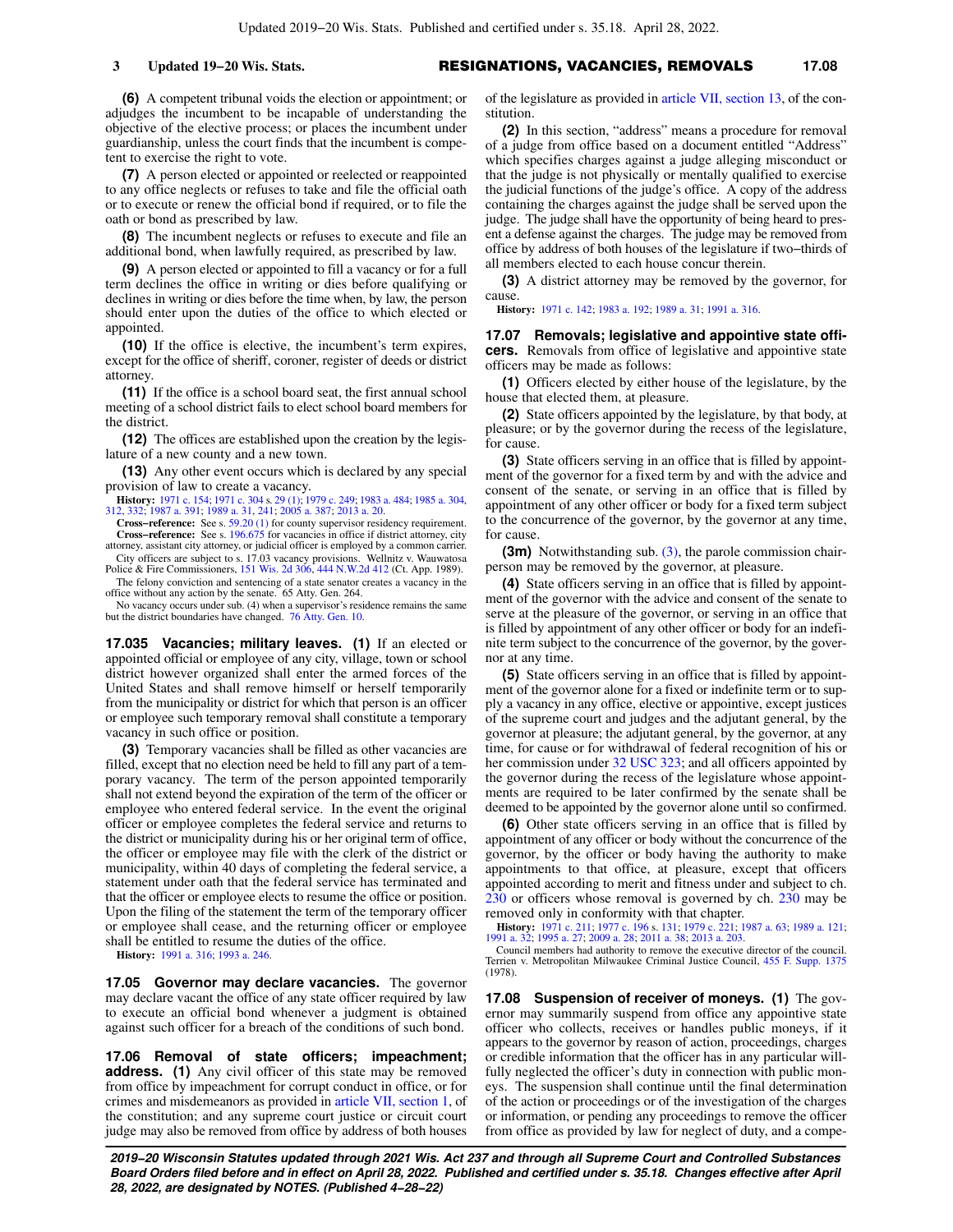**(6)** A competent tribunal voids the election or appointment; or adjudges the incumbent to be incapable of understanding the objective of the elective process; or places the incumbent under guardianship, unless the court finds that the incumbent is competent to exercise the right to vote.

**(7)** A person elected or appointed or reelected or reappointed to any office neglects or refuses to take and file the official oath or to execute or renew the official bond if required, or to file the oath or bond as prescribed by law.

**(8)** The incumbent neglects or refuses to execute and file an additional bond, when lawfully required, as prescribed by law.

**(9)** A person elected or appointed to fill a vacancy or for a full term declines the office in writing or dies before qualifying or declines in writing or dies before the time when, by law, the person should enter upon the duties of the office to which elected or appointed.

**(10)** If the office is elective, the incumbent's term expires, except for the office of sheriff, coroner, register of deeds or district attorney.

**(11)** If the office is a school board seat, the first annual school meeting of a school district fails to elect school board members for the district.

**(12)** The offices are established upon the creation by the legislature of a new county and a new town.

**(13)** Any other event occurs which is declared by any special provision of law to create a vacancy.

**History:** 1971 c. 154; 1971 c. 304 s. 29 (1); 1979 c. 249; 1983 a. 484; 1985 a. 304, 312, 332; 1987 a. 391; 1989 a. 31, 241; 2005 a. 387; 2013 a. 20.

**Cross−reference:** See s. 59.20 (1) for county supervisor residency requirement.

**Cross−reference:** See s. 196.675 for vacancies in office if district attorney, city attorney, assistant city attorney, or judicial officer is employed by a common carrier.

City officers are subject to s. 17.03 vacancy provisions. Wellnitz v. Wauwatosa Police & Fire Commissioners, 151 Wis. 2d 306, 444 N.W.2d 412 (Ct. App. 1989).

The felony conviction and sentencing of a state senator creates a vacancy in the office without any action by the senate. 65 Atty. Gen. 264.

No vacancy occurs under sub. (4) when a supervisor's residence remains the same but the district boundaries have changed. 76 Atty. Gen. 10.

**17.035 Vacancies; military leaves. (1)** If an elected or appointed official or employee of any city, village, town or school district however organized shall enter the armed forces of the United States and shall remove himself or herself temporarily from the municipality or district for which that person is an officer or employee such temporary removal shall constitute a temporary vacancy in such office or position.

**(3)** Temporary vacancies shall be filled as other vacancies are filled, except that no election need be held to fill any part of a temporary vacancy. The term of the person appointed temporarily shall not extend beyond the expiration of the term of the officer or employee who entered federal service. In the event the original officer or employee completes the federal service and returns to the district or municipality during his or her original term of office, the officer or employee may file with the clerk of the district or municipality, within 40 days of completing the federal service, a statement under oath that the federal service has terminated and that the officer or employee elects to resume the office or position. Upon the filing of the statement the term of the temporary officer or employee shall cease, and the returning officer or employee shall be entitled to resume the duties of the office.

**History:** 1991 a. 316; 1993 a. 246.

**17.05 Governor may declare vacancies.** The governor may declare vacant the office of any state officer required by law to execute an official bond whenever a judgment is obtained against such officer for a breach of the conditions of such bond.

**17.06 Removal of state officers; impeachment; address. (1)** Any civil officer of this state may be removed from office by impeachment for corrupt conduct in office, or for crimes and misdemeanors as provided in article VII, section 1, of the constitution; and any supreme court justice or circuit court judge may also be removed from office by address of both houses of the legislature as provided in article VII, section 13, of the constitution.

**(2)** In this section, "address" means a procedure for removal of a judge from office based on a document entitled "Address" which specifies charges against a judge alleging misconduct or that the judge is not physically or mentally qualified to exercise the judicial functions of the judge's office. A copy of the address containing the charges against the judge shall be served upon the judge. The judge shall have the opportunity of being heard to present a defense against the charges. The judge may be removed from office by address of both houses of the legislature if two−thirds of all members elected to each house concur therein.

**(3)** A district attorney may be removed by the governor, for cause.

**History:** 1971 c. 142; 1983 a. 192; 1989 a. 31; 1991 a. 316.

**17.07 Removals; legislative and appointive state officers.** Removals from office of legislative and appointive state officers may be made as follows:

**(1)** Officers elected by either house of the legislature, by the house that elected them, at pleasure.

**(2)** State officers appointed by the legislature, by that body, at pleasure; or by the governor during the recess of the legislature, for cause.

**(3)** State officers serving in an office that is filled by appointment of the governor for a fixed term by and with the advice and consent of the senate, or serving in an office that is filled by appointment of any other officer or body for a fixed term subject to the concurrence of the governor, by the governor at any time, for cause.

**(3m)** Notwithstanding sub. (3), the parole commission chairperson may be removed by the governor, at pleasure.

**(4)** State officers serving in an office that is filled by appointment of the governor with the advice and consent of the senate to serve at the pleasure of the governor, or serving in an office that is filled by appointment of any other officer or body for an indefinite term subject to the concurrence of the governor, by the governor at any time.

**(5)** State officers serving in an office that is filled by appointment of the governor alone for a fixed or indefinite term or to supply a vacancy in any office, elective or appointive, except justices of the supreme court and judges and the adjutant general, by the governor at pleasure; the adjutant general, by the governor, at any time, for cause or for withdrawal of federal recognition of his or her commission under 32 USC 323; and all officers appointed by the governor during the recess of the legislature whose appointments are required to be later confirmed by the senate shall be deemed to be appointed by the governor alone until so confirmed.

**(6)** Other state officers serving in an office that is filled by appointment of any officer or body without the concurrence of the governor, by the officer or body having the authority to make appointments to that office, at pleasure, except that officers appointed according to merit and fitness under and subject to ch. 230 or officers whose removal is governed by ch. 230 may be removed only in conformity with that chapter.

**History:** 1971 c. 211; 1977 c. 196 s. 131; 1979 c. 221; 1987 a. 63; 1989 a. 121; 1991 a. 32; 1995 a. 27; 2009 a. 28; 2011 a. 38; 2013 a. 203.

Council members had authority to remove the executive director of the council. Terrien v. Metropolitan Milwaukee Criminal Justice Council, 455 F. Supp. 1375 (1978).

**17.08 Suspension of receiver of moneys. (1)** The governor may summarily suspend from office any appointive state officer who collects, receives or handles public moneys, if it appears to the governor by reason of action, proceedings, charges or credible information that the officer has in any particular willfully neglected the officer's duty in connection with public moneys. The suspension shall continue until the final determination of the action or proceedings or of the investigation of the charges or information, or pending any proceedings to remove the officer from office as provided by law for neglect of duty, and a compe-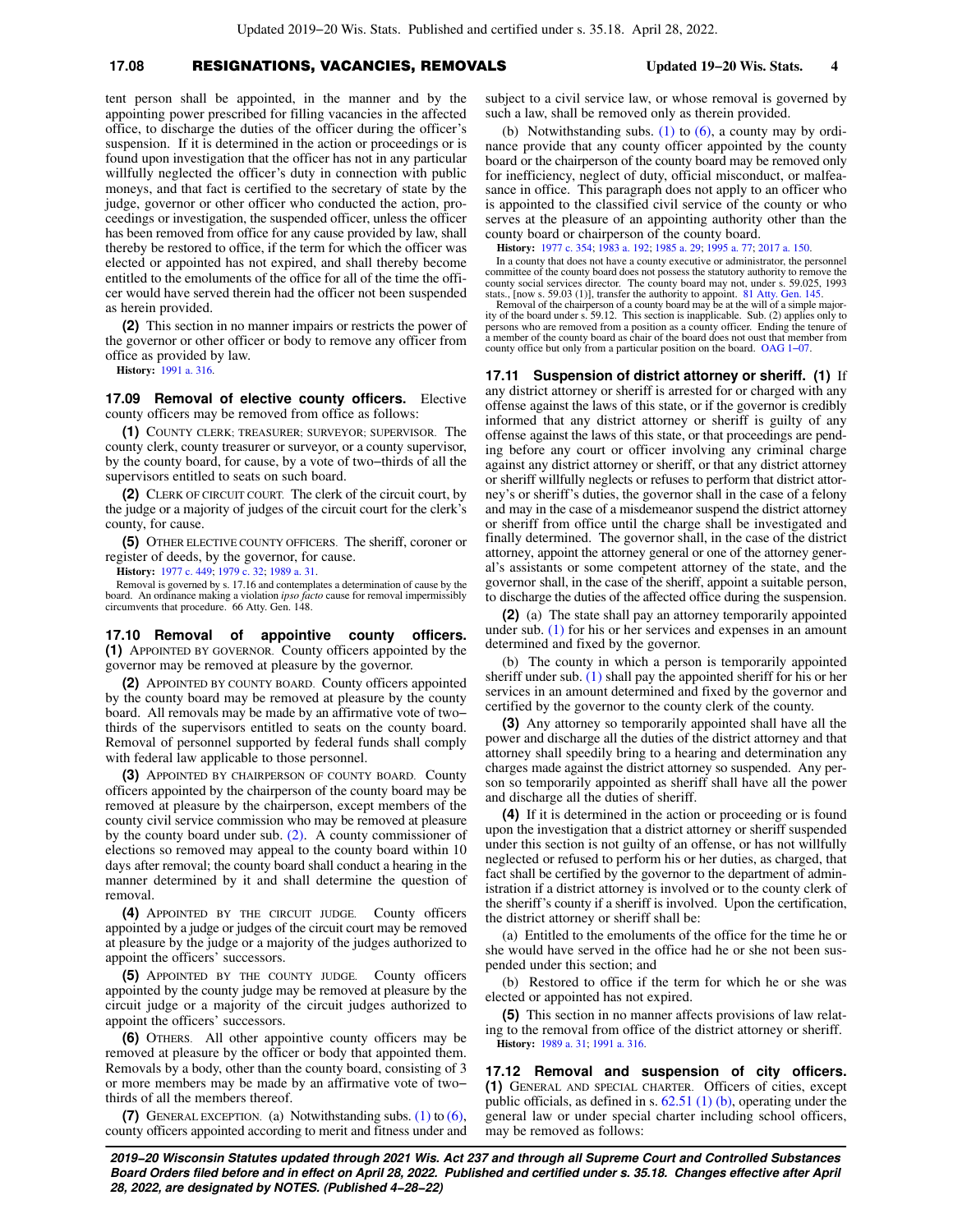tent person shall be appointed, in the manner and by the appointing power prescribed for filling vacancies in the affected office, to discharge the duties of the officer during the officer's suspension. If it is determined in the action or proceedings or is found upon investigation that the officer has not in any particular willfully neglected the officer's duty in connection with public moneys, and that fact is certified to the secretary of state by the judge, governor or other officer who conducted the action, proceedings or investigation, the suspended officer, unless the officer has been removed from office for any cause provided by law, shall thereby be restored to office, if the term for which the officer was elected or appointed has not expired, and shall thereby become entitled to the emoluments of the office for all of the time the officer would have served therein had the officer not been suspended as herein provided.

**(2)** This section in no manner impairs or restricts the power of the governor or other officer or body to remove any officer from office as provided by law.

**History:** 1991 a. 316.

**17.09 Removal of elective county officers.** Elective county officers may be removed from office as follows:

**(1)** COUNTY CLERK; TREASURER; SURVEYOR; SUPERVISOR. The county clerk, county treasurer or surveyor, or a county supervisor, by the county board, for cause, by a vote of two-thirds of all the supervisors entitled to seats on such board.

**(2)** CLERK OF CIRCUIT COURT. The clerk of the circuit court, by the judge or a majority of judges of the circuit court for the clerk's county, for cause.

**(5)** OTHER ELECTIVE COUNTY OFFICERS. The sheriff, coroner or register of deeds, by the governor, for cause.

**History:** 1977 c. 449; 1979 c. 32; 1989 a. 31.

Removal is governed by s. 17.16 and contemplates a determination of cause by the board. An ordinance making a violation *ipso facto* cause for removal impermissibly circumvents that procedure. 66 Atty. Gen. 148.

**17.10 Removal of appointive county officers.** **(1)** APPOINTED BY GOVERNOR. County officers appointed by the governor may be removed at pleasure by the governor.

**(2)** APPOINTED BY COUNTY BOARD. County officers appointed by the county board may be removed at pleasure by the county board. All removals may be made by an affirmative vote of two-thirds of the supervisors entitled to seats on the county board. Removal of personnel supported by federal funds shall comply with federal law applicable to those personnel.

**(3)** APPOINTED BY CHAIRPERSON OF COUNTY BOARD. County officers appointed by the chairperson of the county board may be removed at pleasure by the chairperson, except members of the county civil service commission who may be removed at pleasure by the county board under sub. (2). A county commissioner of elections so removed may appeal to the county board within 10 days after removal; the county board shall conduct a hearing in the manner determined by it and shall determine the question of removal.

**(4)** APPOINTED BY THE CIRCUIT JUDGE. County officers appointed by a judge or judges of the circuit court may be removed at pleasure by the judge or a majority of the judges authorized to appoint the officers' successors.

**(5)** APPOINTED BY THE COUNTY JUDGE. County officers appointed by the county judge may be removed at pleasure by the circuit judge or a majority of the circuit judges authorized to appoint the officers' successors.

**(6)** OTHERS. All other appointive county officers may be removed at pleasure by the officer or body that appointed them. Removals by a body, other than the county board, consisting of 3 or more members may be made by an affirmative vote of two-thirds of all the members thereof.

**(7)** GENERAL EXCEPTION. (a) Notwithstanding subs. (1) to (6), county officers appointed according to merit and fitness under and subject to a civil service law, or whose removal is governed by such a law, shall be removed only as therein provided.

(b) Notwithstanding subs. (1) to (6), a county may by ordinance provide that any county officer appointed by the county board or the chairperson of the county board may be removed only for inefficiency, neglect of duty, official misconduct, or malfeasance in office. This paragraph does not apply to an officer who is appointed to the classified civil service of the county or who serves at the pleasure of an appointing authority other than the county board or chairperson of the county board.

**History:** 1977 c. 354; 1983 a. 192; 1985 a. 29; 1995 a. 77; 2017 a. 150.

In a county that does not have a county executive or administrator, the personnel committee of the county board does not possess the statutory authority to remove the county social services director. The county board may not, under s. 59.025, 1993 stats., [now s. 59.03 (1)], transfer the authority to appoint. 81 Atty. Gen. 145.

Removal of the chairperson of a county board may be at the will of a simple majority of the board under s. 59.12. This section is inapplicable. Sub. (2) applies only to persons who are removed from a position as a county officer. Ending the tenure of a member of the county board as chair of the board does not oust that member from county office but only from a particular position on the board. OAG 1-07.

**17.11 Suspension of district attorney or sheriff.** **(1)** If any district attorney or sheriff is arrested for or charged with any offense against the laws of this state, or if the governor is credibly informed that any district attorney or sheriff is guilty of any offense against the laws of this state, or that proceedings are pending before any court or officer involving any criminal charge against any district attorney or sheriff, or that any district attorney or sheriff willfully neglects or refuses to perform that district attorney's or sheriff's duties, the governor shall in the case of a felony and may in the case of a misdemeanor suspend the district attorney or sheriff from office until the charge shall be investigated and finally determined. The governor shall, in the case of the district attorney, appoint the attorney general or one of the attorney general's assistants or some competent attorney of the state, and the governor shall, in the case of the sheriff, appoint a suitable person, to discharge the duties of the affected office during the suspension.

**(2)** (a) The state shall pay an attorney temporarily appointed under sub. (1) for his or her services and expenses in an amount determined and fixed by the governor.

(b) The county in which a person is temporarily appointed sheriff under sub. (1) shall pay the appointed sheriff for his or her services in an amount determined and fixed by the governor and certified by the governor to the county clerk of the county.

**(3)** Any attorney so temporarily appointed shall have all the power and discharge all the duties of the district attorney and that attorney shall speedily bring to a hearing and determination any charges made against the district attorney so suspended. Any person so temporarily appointed as sheriff shall have all the power and discharge all the duties of sheriff.

**(4)** If it is determined in the action or proceeding or is found upon the investigation that a district attorney or sheriff suspended under this section is not guilty of an offense, or has not willfully neglected or refused to perform his or her duties, as charged, that fact shall be certified by the governor to the department of administration if a district attorney is involved or to the county clerk of the sheriff's county if a sheriff is involved. Upon the certification, the district attorney or sheriff shall be:

(a) Entitled to the emoluments of the office for the time he or she would have served in the office had he or she not been suspended under this section; and

(b) Restored to office if the term for which he or she was elected or appointed has not expired.

**(5)** This section in no manner affects provisions of law relating to the removal from office of the district attorney or sheriff.

**History:** 1989 a. 31; 1991 a. 316.

**17.12 Removal and suspension of city officers.** **(1)** GENERAL AND SPECIAL CHARTER. Officers of cities, except public officials, as defined in s. 62.51 (1) (b), operating under the general law or under special charter including school officers, may be removed as follows: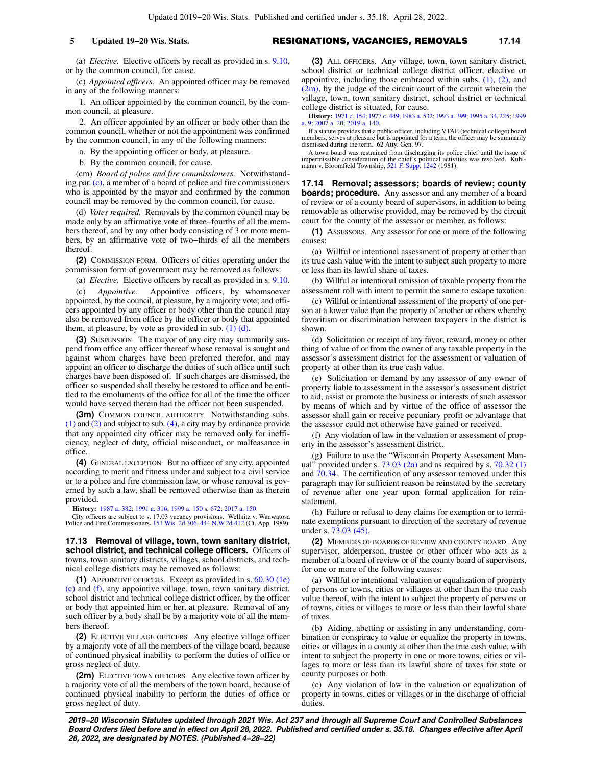(a) *Elective.* Elective officers by recall as provided in s. 9.10, or by the common council, for cause.

(c) *Appointed officers.* An appointed officer may be removed in any of the following manners:

1. An officer appointed by the common council, by the common council, at pleasure.

2. An officer appointed by an officer or body other than the common council, whether or not the appointment was confirmed by the common council, in any of the following manners:

a. By the appointing officer or body, at pleasure.

b. By the common council, for cause.

(cm) *Board of police and fire commissioners.* Notwithstanding par. (c), a member of a board of police and fire commissioners who is appointed by the mayor and confirmed by the common council may be removed by the common council, for cause.

(d) *Votes required.* Removals by the common council may be made only by an affirmative vote of three−fourths of all the members thereof, and by any other body consisting of 3 or more members, by an affirmative vote of two−thirds of all the members thereof.

**(2)** COMMISSION FORM. Officers of cities operating under the commission form of government may be removed as follows:

(a) *Elective.* Elective officers by recall as provided in s. 9.10.

(c) *Appointive.* Appointive officers, by whomsoever appointed, by the council, at pleasure, by a majority vote; and officers appointed by any officer or body other than the council may also be removed from office by the officer or body that appointed them, at pleasure, by vote as provided in sub. (1) (d).

**(3)** SUSPENSION. The mayor of any city may summarily suspend from office any officer thereof whose removal is sought and against whom charges have been preferred therefor, and may appoint an officer to discharge the duties of such office until such charges have been disposed of. If such charges are dismissed, the officer so suspended shall thereby be restored to office and be entitled to the emoluments of the office for all of the time the officer would have served therein had the officer not been suspended.

**(3m)** COMMON COUNCIL AUTHORITY. Notwithstanding subs. (1) and (2) and subject to sub. (4), a city may by ordinance provide that any appointed city officer may be removed only for inefficiency, neglect of duty, official misconduct, or malfeasance in office.

**(4)** GENERAL EXCEPTION. But no officer of any city, appointed according to merit and fitness under and subject to a civil service or to a police and fire commission law, or whose removal is governed by such a law, shall be removed otherwise than as therein provided.

**History:** 1987 a. 382; 1991 a. 316; 1999 a. 150 s. 672; 2017 a. 150.

City officers are subject to s. 17.03 vacancy provisions. Wellnitz v. Wauwatosa Police and Fire Commissioners, 151 Wis. 2d 306, 444 N.W.2d 412 (Ct. App. 1989).

## 17.13 Removal of village, town, town sanitary district, school district, and technical college officers.

Officers of towns, town sanitary districts, villages, school districts, and technical college districts may be removed as follows:

**(1)** APPOINTIVE OFFICERS. Except as provided in s. 60.30 (1e) (c) and (f), any appointive village, town, town sanitary district, school district and technical college district officer, by the officer or body that appointed him or her, at pleasure. Removal of any such officer by a body shall be by a majority vote of all the members thereof.

**(2)** ELECTIVE VILLAGE OFFICERS. Any elective village officer by a majority vote of all the members of the village board, because of continued physical inability to perform the duties of office or gross neglect of duty.

**(2m)** ELECTIVE TOWN OFFICERS. Any elective town officer by a majority vote of all the members of the town board, because of continued physical inability to perform the duties of office or gross neglect of duty.

**(3)** ALL OFFICERS. Any village, town, town sanitary district, school district or technical college district officer, elective or appointive, including those embraced within subs. (1), (2), and (2m), by the judge of the circuit court of the circuit wherein the village, town, town sanitary district, school district or technical college district is situated, for cause.

**History:** 1971 c. 154; 1977 c. 449; 1983 a. 532; 1993 a. 399; 1995 a. 34, 225; 1999 a. 9; 2007 a. 20; 2019 a. 140.

If a statute provides that a public officer, including VTAE (technical college) board members, serves at pleasure but is appointed for a term, the officer may be summarily dismissed during the term. 62 Atty. Gen. 97.

A town board was restrained from discharging its police chief until the issue of impermissible consideration of the chief's political activities was resolved. Kuhlmann v. Bloomfield Township, 521 F. Supp. 1242 (1981).

## 17.14 Removal; assessors; boards of review; county boards; procedure.

Any assessor and any member of a board of review or of a county board of supervisors, in addition to being removable as otherwise provided, may be removed by the circuit court for the county of the assessor or member, as follows:

**(1)** ASSESSORS. Any assessor for one or more of the following causes:

(a) Willful or intentional assessment of property at other than its true cash value with the intent to subject such property to more or less than its lawful share of taxes.

(b) Willful or intentional omission of taxable property from the assessment roll with intent to permit the same to escape taxation.

(c) Willful or intentional assessment of the property of one person at a lower value than the property of another or others whereby favoritism or discrimination between taxpayers in the district is shown.

(d) Solicitation or receipt of any favor, reward, money or other thing of value of or from the owner of any taxable property in the assessor's assessment district for the assessment or valuation of property at other than its true cash value.

(e) Solicitation or demand by any assessor of any owner of property liable to assessment in the assessor's assessment district to aid, assist or promote the business or interests of such assessor by means of which and by virtue of the office of assessor the assessor shall gain or receive pecuniary profit or advantage that the assessor could not otherwise have gained or received.

(f) Any violation of law in the valuation or assessment of property in the assessor's assessment district.

(g) Failure to use the "Wisconsin Property Assessment Manual" provided under s. 73.03 (2a) and as required by s. 70.32 (1) and 70.34. The certification of any assessor removed under this paragraph may for sufficient reason be reinstated by the secretary of revenue after one year upon formal application for reinstatement.

(h) Failure or refusal to deny claims for exemption or to terminate exemptions pursuant to direction of the secretary of revenue under s. 73.03 (45).

**(2)** MEMBERS OF BOARDS OF REVIEW AND COUNTY BOARD. Any supervisor, alderperson, trustee or other officer who acts as a member of a board of review or of the county board of supervisors, for one or more of the following causes:

(a) Willful or intentional valuation or equalization of property of persons or towns, cities or villages at other than the true cash value thereof, with the intent to subject the property of persons or of towns, cities or villages to more or less than their lawful share of taxes.

(b) Aiding, abetting or assisting in any understanding, combination or conspiracy to value or equalize the property in towns, cities or villages in a county at other than the true cash value, with intent to subject the property in one or more towns, cities or villages to more or less than its lawful share of taxes for state or county purposes or both.

(c) Any violation of law in the valuation or equalization of property in towns, cities or villages or in the discharge of official duties.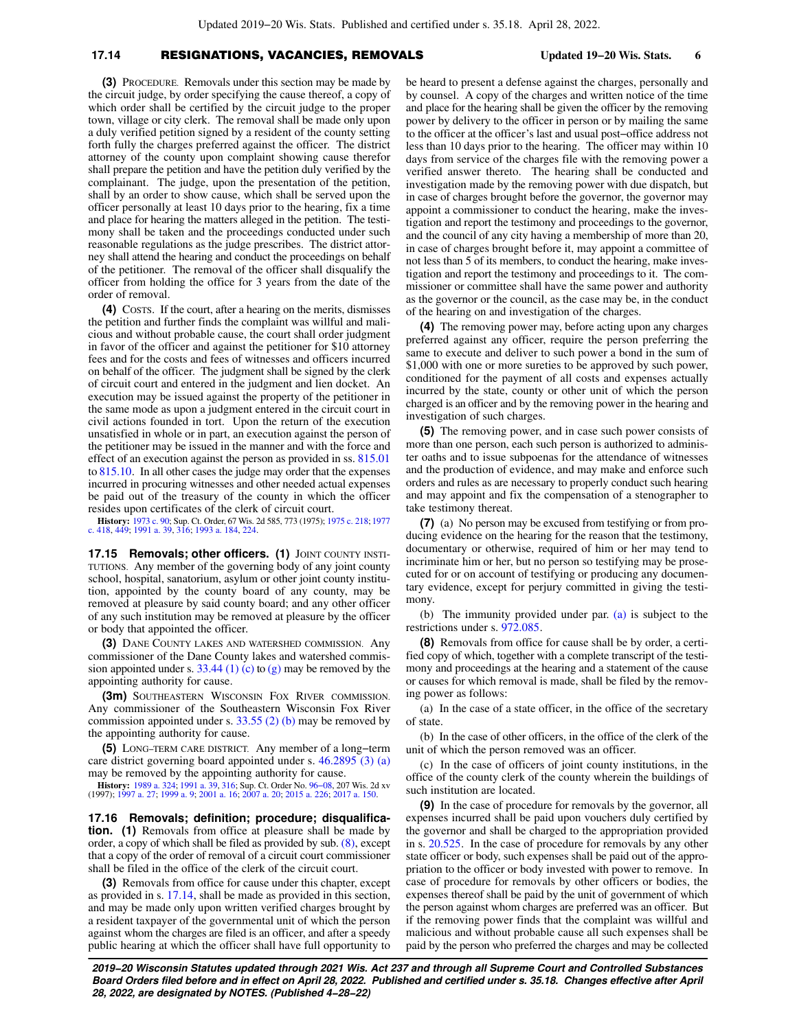**(3)** Procedure. Removals under this section may be made by the circuit judge, by order specifying the cause thereof, a copy of which order shall be certified by the circuit judge to the proper town, village or city clerk. The removal shall be made only upon a duly verified petition signed by a resident of the county setting forth fully the charges preferred against the officer. The district attorney of the county upon complaint showing cause therefor shall prepare the petition and have the petition duly verified by the complainant. The judge, upon the presentation of the petition, shall by an order to show cause, which shall be served upon the officer personally at least 10 days prior to the hearing, fix a time and place for hearing the matters alleged in the petition. The testimony shall be taken and the proceedings conducted under such reasonable regulations as the judge prescribes. The district attorney shall attend the hearing and conduct the proceedings on behalf of the petitioner. The removal of the officer shall disqualify the officer from holding the office for 3 years from the date of the order of removal.

**(4)** Costs. If the court, after a hearing on the merits, dismisses the petition and further finds the complaint was willful and malicious and without probable cause, the court shall order judgment in favor of the officer and against the petitioner for $10 attorney fees and for the costs and fees of witnesses and officers incurred on behalf of the officer. The judgment shall be signed by the clerk of circuit court and entered in the judgment and lien docket. An execution may be issued against the property of the petitioner in the same mode as upon a judgment entered in the circuit court in civil actions founded in tort. Upon the return of the execution unsatisfied in whole or in part, an execution against the person of the petitioner may be issued in the manner and with the force and effect of an execution against the person as provided in ss. 815.01 to 815.10. In all other cases the judge may order that the expenses incurred in procuring witnesses and other needed actual expenses be paid out of the treasury of the county in which the officer resides upon certificates of the clerk of circuit court.

**History:** 1973 c. 90; Sup. Ct. Order, 67 Wis. 2d 585, 773 (1975); 1975 c. 218; 1977 c. 418, 449; 1991 a. 39, 316; 1993 a. 184, 224.

**17.15 Removals; other officers.** **(1)** Joint county institutions. Any member of the governing body of any joint county school, hospital, sanatorium, asylum or other joint county institution, appointed by the county board of any county, may be removed at pleasure by said county board; and any other officer of any such institution may be removed at pleasure by the officer or body that appointed the officer.

**(3)** Dane County lakes and watershed commission. Any commissioner of the Dane County lakes and watershed commission appointed under s. 33.44 (1) (c) to (g) may be removed by the appointing authority for cause.

**(3m)** Southeastern Wisconsin Fox River commission. Any commissioner of the Southeastern Wisconsin Fox River commission appointed under s. 33.55 (2) (b) may be removed by the appointing authority for cause.

**(5)** Long–term care district. Any member of a long–term care district governing board appointed under s. 46.2895 (3) (a) may be removed by the appointing authority for cause.

**History:** 1989 a. 324; 1991 a. 39, 316; Sup. Ct. Order No. 96–08, 207 Wis. 2d xv (1997); 1997 a. 27; 1999 a. 9; 2001 a. 16; 2007 a. 20; 2015 a. 226; 2017 a. 150.

**17.16 Removals; definition; procedure; disqualification.** **(1)** Removals from office at pleasure shall be made by order, a copy of which shall be filed as provided by sub. (8), except that a copy of the order of removal of a circuit court commissioner shall be filed in the office of the clerk of the circuit court.

**(3)** Removals from office for cause under this chapter, except as provided in s. 17.14, shall be made as provided in this section, and may be made only upon written verified charges brought by a resident taxpayer of the governmental unit of which the person against whom the charges are filed is an officer, and after a speedy public hearing at which the officer shall have full opportunity to be heard to present a defense against the charges, personally and by counsel. A copy of the charges and written notice of the time and place for the hearing shall be given the officer by the removing power by delivery to the officer in person or by mailing the same to the officer at the officer's last and usual post–office address not less than 10 days prior to the hearing. The officer may within 10 days from service of the charges file with the removing power a verified answer thereto. The hearing shall be conducted and investigation made by the removing power with due dispatch, but in case of charges brought before the governor, the governor may appoint a commissioner to conduct the hearing, make the investigation and report the testimony and proceedings to the governor, and the council of any city having a membership of more than 20, in case of charges brought before it, may appoint a committee of not less than 5 of its members, to conduct the hearing, make investigation and report the testimony and proceedings to it. The commissioner or committee shall have the same power and authority as the governor or the council, as the case may be, in the conduct of the hearing on and investigation of the charges.

**(4)** The removing power may, before acting upon any charges preferred against any officer, require the person preferring the same to execute and deliver to such power a bond in the sum of $1,000 with one or more sureties to be approved by such power, conditioned for the payment of all costs and expenses actually incurred by the state, county or other unit of which the person charged is an officer and by the removing power in the hearing and investigation of such charges.

**(5)** The removing power, and in case such power consists of more than one person, each such person is authorized to administer oaths and to issue subpoenas for the attendance of witnesses and the production of evidence, and may make and enforce such orders and rules as are necessary to properly conduct such hearing and may appoint and fix the compensation of a stenographer to take testimony thereat.

**(7)** (a) No person may be excused from testifying or from producing evidence on the hearing for the reason that the testimony, documentary or otherwise, required of him or her may tend to incriminate him or her, but no person so testifying may be prosecuted for or on account of testifying or producing any documentary evidence, except for perjury committed in giving the testimony.

(b) The immunity provided under par. (a) is subject to the restrictions under s. 972.085.

**(8)** Removals from office for cause shall be by order, a certified copy of which, together with a complete transcript of the testimony and proceedings at the hearing and a statement of the cause or causes for which removal is made, shall be filed by the removing power as follows:

(a) In the case of a state officer, in the office of the secretary of state.

(b) In the case of other officers, in the office of the clerk of the unit of which the person removed was an officer.

(c) In the case of officers of joint county institutions, in the office of the county clerk of the county wherein the buildings of such institution are located.

**(9)** In the case of procedure for removals by the governor, all expenses incurred shall be paid upon vouchers duly certified by the governor and shall be charged to the appropriation provided in s. 20.525. In the case of procedure for removals by any other state officer or body, such expenses shall be paid out of the appropriation to the officer or body invested with power to remove. In case of procedure for removals by other officers or bodies, the expenses thereof shall be paid by the unit of government of which the person against whom charges are preferred was an officer. But if the removing power finds that the complaint was willful and malicious and without probable cause all such expenses shall be paid by the person who preferred the charges and may be collected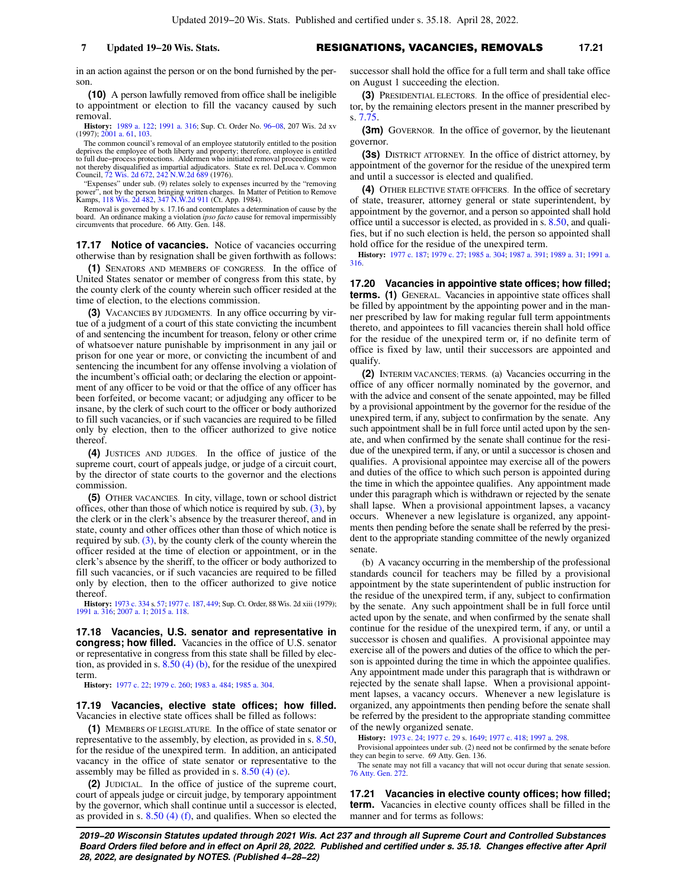in an action against the person or on the bond furnished by the person.

**(10)** A person lawfully removed from office shall be ineligible to appointment or election to fill the vacancy caused by such removal.

**History:** 1989 a. 122; 1991 a. 316; Sup. Ct. Order No. 96–08, 207 Wis. 2d xv (1997); 2001 a. 61, 103.

The common council's removal of an employee statutorily entitled to the position deprives the employee of both liberty and property; therefore, employee is entitled to full due–process protections. Aldermen who initiated removal proceedings were not thereby disqualified as impartial adjudicators. State ex rel. DeLuca v. Common Council, 72 Wis. 2d 672, 242 N.W.2d 689 (1976).

"Expenses" under sub. (9) relates solely to expenses incurred by the "removing power", not by the person bringing written charges. In Matter of Petition to Remove Kamps, 118 Wis. 2d 482, 347 N.W.2d 911 (Ct. App. 1984).

Removal is governed by s. 17.16 and contemplates a determination of cause by the board. An ordinance making a violation *ipso facto* cause for removal impermissibly circumvents that procedure. 66 Atty. Gen. 148.

**17.17 Notice of vacancies.** Notice of vacancies occurring otherwise than by resignation shall be given forthwith as follows:

**(1)** SENATORS AND MEMBERS OF CONGRESS. In the office of United States senator or member of congress from this state, by the county clerk of the county wherein such officer resided at the time of election, to the elections commission.

**(3)** VACANCIES BY JUDGMENTS. In any office occurring by virtue of a judgment of a court of this state convicting the incumbent of and sentencing the incumbent for treason, felony or other crime of whatsoever nature punishable by imprisonment in any jail or prison for one year or more, or convicting the incumbent of and sentencing the incumbent for any offense involving a violation of the incumbent's official oath; or declaring the election or appointment of any officer to be void or that the office of any officer has been forfeited, or become vacant; or adjudging any officer to be insane, by the clerk of such court to the officer or body authorized to fill such vacancies, or if such vacancies are required to be filled only by election, then to the officer authorized to give notice thereof.

**(4)** JUSTICES AND JUDGES. In the office of justice of the supreme court, court of appeals judge, or judge of a circuit court, by the director of state courts to the governor and the elections commission.

**(5)** OTHER VACANCIES. In city, village, town or school district offices, other than those of which notice is required by sub. (3), by the clerk or in the clerk's absence by the treasurer thereof, and in state, county and other offices other than those of which notice is required by sub. (3), by the county clerk of the county wherein the officer resided at the time of election, or appointment, or in the clerk's absence by the sheriff, to the officer or body authorized to fill such vacancies, or if such vacancies are required to be filled only by election, then to the officer authorized to give notice thereof.

**History:** 1973 c. 334 s. 57; 1977 c. 187, 449; Sup. Ct. Order, 88 Wis. 2d xiii (1979); 1991 a. 316; 2007 a. 1; 2015 a. 118.

**17.18 Vacancies, U.S. senator and representative in congress; how filled.** Vacancies in the office of U.S. senator or representative in congress from this state shall be filled by election, as provided in s. 8.50 (4) (b), for the residue of the unexpired term.

**History:** 1977 c. 22; 1979 c. 260; 1983 a. 484; 1985 a. 304.

**17.19 Vacancies, elective state offices; how filled.** Vacancies in elective state offices shall be filled as follows:

**(1)** MEMBERS OF LEGISLATURE. In the office of state senator or representative to the assembly, by election, as provided in s. 8.50, for the residue of the unexpired term. In addition, an anticipated vacancy in the office of state senator or representative to the assembly may be filled as provided in s. 8.50 (4) (e).

**(2)** JUDICIAL. In the office of justice of the supreme court, court of appeals judge or circuit judge, by temporary appointment by the governor, which shall continue until a successor is elected, as provided in s. 8.50 (4) (f), and qualifies. When so elected the successor shall hold the office for a full term and shall take office on August 1 succeeding the election.

**(3)** PRESIDENTIAL ELECTORS. In the office of presidential elector, by the remaining electors present in the manner prescribed by s. 7.75.

**(3m)** GOVERNOR. In the office of governor, by the lieutenant governor.

**(3s)** DISTRICT ATTORNEY. In the office of district attorney, by appointment of the governor for the residue of the unexpired term and until a successor is elected and qualified.

**(4)** OTHER ELECTIVE STATE OFFICERS. In the office of secretary of state, treasurer, attorney general or state superintendent, by appointment by the governor, and a person so appointed shall hold office until a successor is elected, as provided in s. 8.50, and qualifies, but if no such election is held, the person so appointed shall hold office for the residue of the unexpired term.

**History:** 1977 c. 187; 1979 c. 27; 1985 a. 304; 1987 a. 391; 1989 a. 31; 1991 a. 316.

**17.20 Vacancies in appointive state offices; how filled; terms. (1)** GENERAL. Vacancies in appointive state offices shall be filled by appointment by the appointing power and in the manner prescribed by law for making regular full term appointments thereto, and appointees to fill vacancies therein shall hold office for the residue of the unexpired term or, if no definite term of office is fixed by law, until their successors are appointed and qualify.

**(2)** INTERIM VACANCIES; TERMS. (a) Vacancies occurring in the office of any officer normally nominated by the governor, and with the advice and consent of the senate appointed, may be filled by a provisional appointment by the governor for the residue of the unexpired term, if any, subject to confirmation by the senate. Any such appointment shall be in full force until acted upon by the senate, and when confirmed by the senate shall continue for the residue of the unexpired term, if any, or until a successor is chosen and qualifies. A provisional appointee may exercise all of the powers and duties of the office to which such person is appointed during the time in which the appointee qualifies. Any appointment made under this paragraph which is withdrawn or rejected by the senate shall lapse. When a provisional appointment lapses, a vacancy occurs. Whenever a new legislature is organized, any appointments then pending before the senate shall be referred by the president to the appropriate standing committee of the newly organized senate.

(b) A vacancy occurring in the membership of the professional standards council for teachers may be filled by a provisional appointment by the state superintendent of public instruction for the residue of the unexpired term, if any, subject to confirmation by the senate. Any such appointment shall be in full force until acted upon by the senate, and when confirmed by the senate shall continue for the residue of the unexpired term, if any, or until a successor is chosen and qualifies. A provisional appointee may exercise all of the powers and duties of the office to which the person is appointed during the time in which the appointee qualifies. Any appointment made under this paragraph that is withdrawn or rejected by the senate shall lapse. When a provisional appointment lapses, a vacancy occurs. Whenever a new legislature is organized, any appointments then pending before the senate shall be referred by the president to the appropriate standing committee of the newly organized senate.

**History:** 1973 c. 24; 1977 c. 29 s. 1649; 1977 c. 418; 1997 a. 298.

Provisional appointees under sub. (2) need not be confirmed by the senate before they can begin to serve. 69 Atty. Gen. 136.

The senate may not fill a vacancy that will not occur during that senate session. 76 Atty. Gen. 272.

**17.21 Vacancies in elective county offices; how filled; term.** Vacancies in elective county offices shall be filled in the manner and for terms as follows: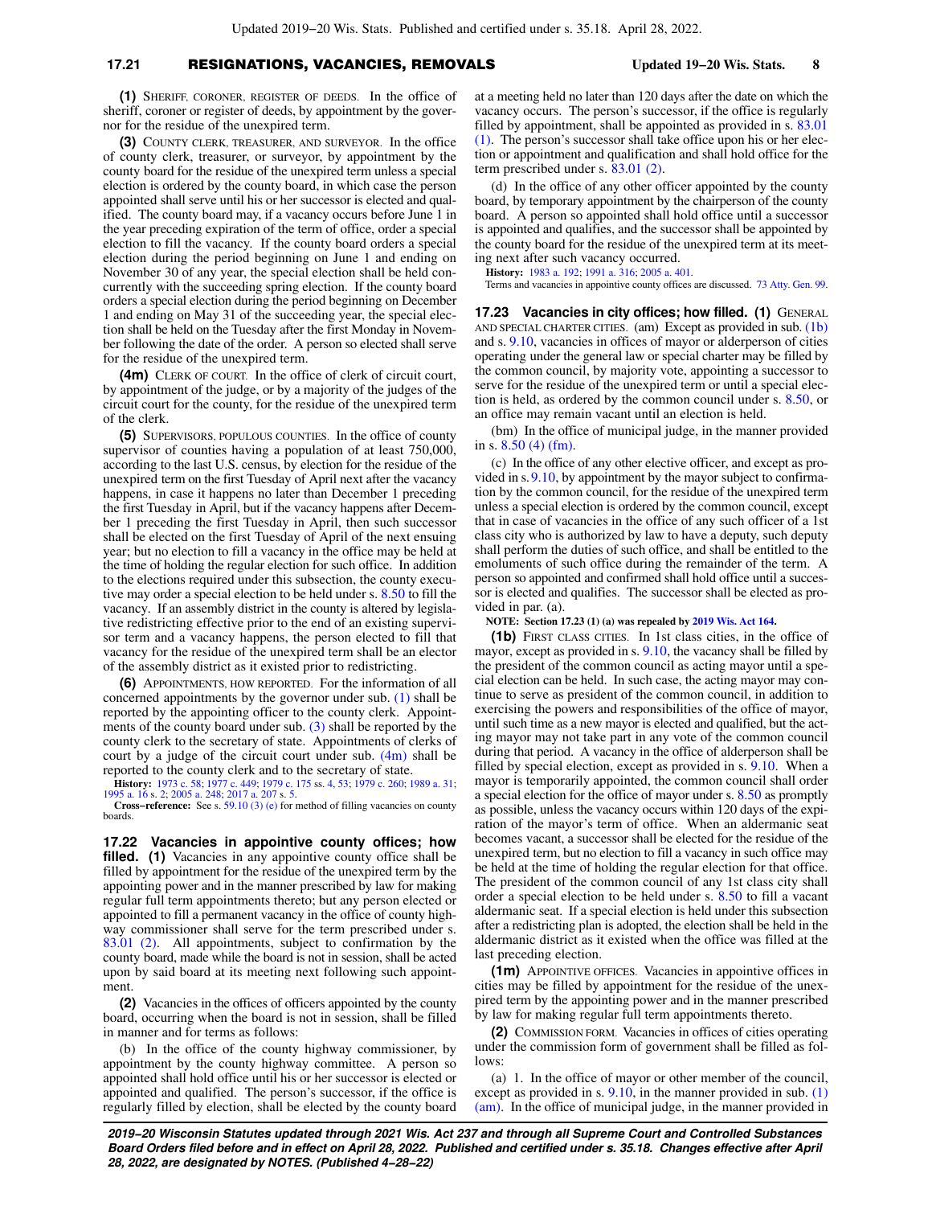**(1)** SHERIFF, CORONER, REGISTER OF DEEDS. In the office of sheriff, coroner or register of deeds, by appointment by the governor for the residue of the unexpired term.

**(3)** COUNTY CLERK, TREASURER, AND SURVEYOR. In the office of county clerk, treasurer, or surveyor, by appointment by the county board for the residue of the unexpired term unless a special election is ordered by the county board, in which case the person appointed shall serve until his or her successor is elected and qualified. The county board may, if a vacancy occurs before June 1 in the year preceding expiration of the term of office, order a special election to fill the vacancy. If the county board orders a special election during the period beginning on June 1 and ending on November 30 of any year, the special election shall be held concurrently with the succeeding spring election. If the county board orders a special election during the period beginning on December 1 and ending on May 31 of the succeeding year, the special election shall be held on the Tuesday after the first Monday in November following the date of the order. A person so elected shall serve for the residue of the unexpired term.

**(4m)** CLERK OF COURT. In the office of clerk of circuit court, by appointment of the judge, or by a majority of the judges of the circuit court for the county, for the residue of the unexpired term of the clerk.

**(5)** SUPERVISORS, POPULOUS COUNTIES. In the office of county supervisor of counties having a population of at least 750,000, according to the last U.S. census, by election for the residue of the unexpired term on the first Tuesday of April next after the vacancy happens, in case it happens no later than December 1 preceding the first Tuesday in April, but if the vacancy happens after December 1 preceding the first Tuesday in April, then such successor shall be elected on the first Tuesday of April of the next ensuing year; but no election to fill a vacancy in the office may be held at the time of holding the regular election for such office. In addition to the elections required under this subsection, the county executive may order a special election to be held under s. 8.50 to fill the vacancy. If an assembly district in the county is altered by legislative redistricting effective prior to the end of an existing supervisor term and a vacancy happens, the person elected to fill that vacancy for the residue of the unexpired term shall be an elector of the assembly district as it existed prior to redistricting.

**(6)** APPOINTMENTS, HOW REPORTED. For the information of all concerned appointments by the governor under sub. (1) shall be reported by the appointing officer to the county clerk. Appointments of the county board under sub. (3) shall be reported by the county clerk to the secretary of state. Appointments of clerks of court by a judge of the circuit court under sub. (4m) shall be reported to the county clerk and to the secretary of state.

**History:** 1973 c. 58; 1977 c. 449; 1979 c. 175 ss. 4, 53; 1979 c. 260; 1989 a. 31; 1995 a. 16 s. 2; 2005 a. 248; 2017 a. 207 s. 5.

**Cross-reference:** See s. 59.10 (3) (e) for method of filling vacancies on county boards.

**17.22 Vacancies in appointive county offices; how filled. (1)** Vacancies in any appointive county office shall be filled by appointment for the residue of the unexpired term by the appointing power and in the manner prescribed by law for making regular full term appointments thereto; but any person elected or appointed to fill a permanent vacancy in the office of county highway commissioner shall serve for the term prescribed under s. 83.01 (2). All appointments, subject to confirmation by the county board, made while the board is not in session, shall be acted upon by said board at its meeting next following such appointment.

**(2)** Vacancies in the offices of officers appointed by the county board, occurring when the board is not in session, shall be filled in manner and for terms as follows:

(b) In the office of the county highway commissioner, by appointment by the county highway committee. A person so appointed shall hold office until his or her successor is elected or appointed and qualified. The person's successor, if the office is regularly filled by election, shall be elected by the county board at a meeting held no later than 120 days after the date on which the vacancy occurs. The person's successor, if the office is regularly filled by appointment, shall be appointed as provided in s. 83.01 (1). The person's successor shall take office upon his or her election or appointment and qualification and shall hold office for the term prescribed under s. 83.01 (2).

(d) In the office of any other officer appointed by the county board, by temporary appointment by the chairperson of the county board. A person so appointed shall hold office until a successor is appointed and qualifies, and the successor shall be appointed by the county board for the residue of the unexpired term at its meeting next after such vacancy occurred.

**History:** 1983 a. 192; 1991 a. 316; 2005 a. 401.

Terms and vacancies in appointive county offices are discussed. 73 Atty. Gen. 99.

**17.23 Vacancies in city offices; how filled. (1)** GENERAL AND SPECIAL CHARTER CITIES. (am) Except as provided in sub. (1b) and s. 9.10, vacancies in offices of mayor or alderperson of cities operating under the general law or special charter may be filled by the common council, by majority vote, appointing a successor to serve for the residue of the unexpired term or until a special election is held, as ordered by the common council under s. 8.50, or an office may remain vacant until an election is held.

(bm) In the office of municipal judge, in the manner provided in s. 8.50 (4) (fm).

(c) In the office of any other elective officer, and except as provided in s. 9.10, by appointment by the mayor subject to confirmation by the common council, for the residue of the unexpired term unless a special election is ordered by the common council, except that in case of vacancies in the office of any such officer of a 1st class city who is authorized by law to have a deputy, such deputy shall perform the duties of such office, and shall be entitled to the emoluments of such office during the remainder of the term. A person so appointed and confirmed shall hold office until a successor is elected and qualifies. The successor shall be elected as provided in par. (a).

**NOTE: Section 17.23 (1) (a) was repealed by 2019 Wis. Act 164.**

**(1b)** FIRST CLASS CITIES. In 1st class cities, in the office of mayor, except as provided in s. 9.10, the vacancy shall be filled by the president of the common council as acting mayor until a special election can be held. In such case, the acting mayor may continue to serve as president of the common council, in addition to exercising the powers and responsibilities of the office of mayor, until such time as a new mayor is elected and qualified, but the acting mayor may not take part in any vote of the common council during that period. A vacancy in the office of alderperson shall be filled by special election, except as provided in s. 9.10. When a mayor is temporarily appointed, the common council shall order a special election for the office of mayor under s. 8.50 as promptly as possible, unless the vacancy occurs within 120 days of the expiration of the mayor's term of office. When an aldermanic seat becomes vacant, a successor shall be elected for the residue of the unexpired term, but no election to fill a vacancy in such office may be held at the time of holding the regular election for that office. The president of the common council of any 1st class city shall order a special election to be held under s. 8.50 to fill a vacant aldermanic seat. If a special election is held under this subsection after a redistricting plan is adopted, the election shall be held in the aldermanic district as it existed when the office was filled at the last preceding election.

**(1m)** APPOINTIVE OFFICES. Vacancies in appointive offices in cities may be filled by appointment for the residue of the unexpired term by the appointing power and in the manner prescribed by law for making regular full term appointments thereto.

**(2)** COMMISSION FORM. Vacancies in offices of cities operating under the commission form of government shall be filled as follows:

(a) 1. In the office of mayor or other member of the council, except as provided in s. 9.10, in the manner provided in sub. (1) (am). In the office of municipal judge, in the manner provided in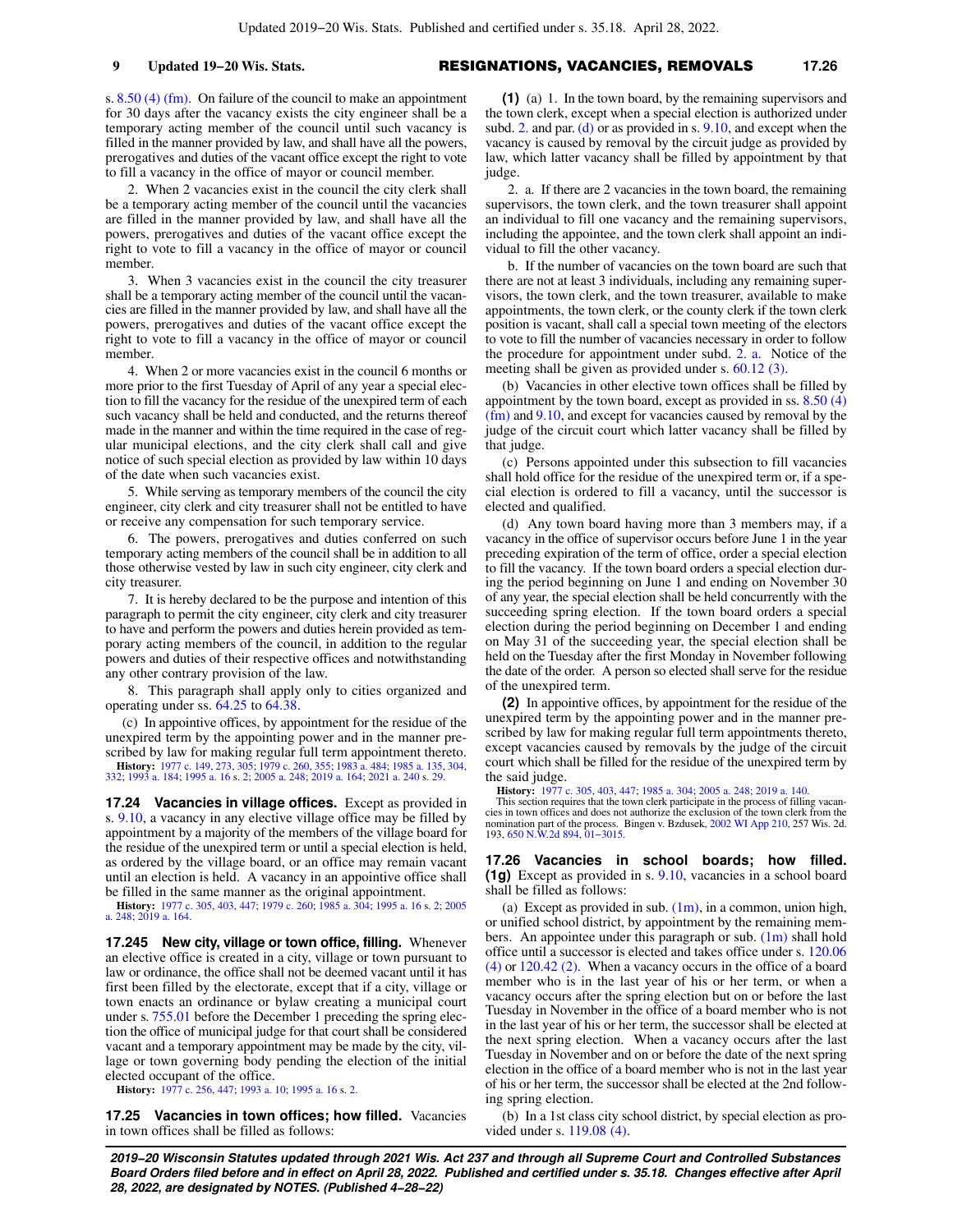s. 8.50 (4) (fm). On failure of the council to make an appointment for 30 days after the vacancy exists the city engineer shall be a temporary acting member of the council until such vacancy is filled in the manner provided by law, and shall have all the powers, prerogatives and duties of the vacant office except the right to vote to fill a vacancy in the office of mayor or council member.

2. When 2 vacancies exist in the council the city clerk shall be a temporary acting member of the council until the vacancies are filled in the manner provided by law, and shall have all the powers, prerogatives and duties of the vacant office except the right to vote to fill a vacancy in the office of mayor or council member.

3. When 3 vacancies exist in the council the city treasurer shall be a temporary acting member of the council until the vacancies are filled in the manner provided by law, and shall have all the powers, prerogatives and duties of the vacant office except the right to vote to fill a vacancy in the office of mayor or council member.

4. When 2 or more vacancies exist in the council 6 months or more prior to the first Tuesday of April of any year a special election to fill the vacancy for the residue of the unexpired term of each such vacancy shall be held and conducted, and the returns thereof made in the manner and within the time required in the case of regular municipal elections, and the city clerk shall call and give notice of such special election as provided by law within 10 days of the date when such vacancies exist.

5. While serving as temporary members of the council the city engineer, city clerk and city treasurer shall not be entitled to have or receive any compensation for such temporary service.

6. The powers, prerogatives and duties conferred on such temporary acting members of the council shall be in addition to all those otherwise vested by law in such city engineer, city clerk and city treasurer.

7. It is hereby declared to be the purpose and intention of this paragraph to permit the city engineer, city clerk and city treasurer to have and perform the powers and duties herein provided as temporary acting members of the council, in addition to the regular powers and duties of their respective offices and notwithstanding any other contrary provision of the law.

8. This paragraph shall apply only to cities organized and operating under ss. 64.25 to 64.38.

(c) In appointive offices, by appointment for the residue of the unexpired term by the appointing power and in the manner prescribed by law for making regular full term appointment thereto.

**History:** 1977 c. 149, 273, 305; 1979 c. 260, 355; 1983 a. 484; 1985 a. 135, 304, 332; 1993 a. 184; 1995 a. 16 s. 2; 2005 a. 248; 2019 a. 164; 2021 a. 240 s. 29.

**17.24 Vacancies in village offices.** Except as provided in s. 9.10, a vacancy in any elective village office may be filled by appointment by a majority of the members of the village board for the residue of the unexpired term or until a special election is held, as ordered by the village board, or an office may remain vacant until an election is held. A vacancy in an appointive office shall be filled in the same manner as the original appointment.

**History:** 1977 c. 305, 403, 447; 1979 c. 260; 1985 a. 304; 1995 a. 16 s. 2; 2005 a. 248; 2019 a. 164.

**17.245 New city, village or town office, filling.** Whenever an elective office is created in a city, village or town pursuant to law or ordinance, the office shall not be deemed vacant until it has first been filled by the electorate, except that if a city, village or town enacts an ordinance or bylaw creating a municipal court under s. 755.01 before the December 1 preceding the spring election the office of municipal judge for that court shall be considered vacant and a temporary appointment may be made by the city, village or town governing body pending the election of the initial elected occupant of the office.

**History:** 1977 c. 256, 447; 1993 a. 10; 1995 a. 16 s. 2.

**17.25 Vacancies in town offices; how filled.** Vacancies in town offices shall be filled as follows:

**(1)** (a) 1. In the town board, by the remaining supervisors and the town clerk, except when a special election is authorized under subd. 2. and par. (d) or as provided in s. 9.10, and except when the vacancy is caused by removal by the circuit judge as provided by law, which latter vacancy shall be filled by appointment by that judge.

2. a. If there are 2 vacancies in the town board, the remaining supervisors, the town clerk, and the town treasurer shall appoint an individual to fill one vacancy and the remaining supervisors, including the appointee, and the town clerk shall appoint an individual to fill the other vacancy.

b. If the number of vacancies on the town board are such that there are not at least 3 individuals, including any remaining supervisors, the town clerk, and the town treasurer, available to make appointments, the town clerk, or the county clerk if the town clerk position is vacant, shall call a special town meeting of the electors to vote to fill the number of vacancies necessary in order to follow the procedure for appointment under subd. 2. a. Notice of the meeting shall be given as provided under s. 60.12 (3).

(b) Vacancies in other elective town offices shall be filled by appointment by the town board, except as provided in ss. 8.50 (4) (fm) and 9.10, and except for vacancies caused by removal by the judge of the circuit court which latter vacancy shall be filled by that judge.

(c) Persons appointed under this subsection to fill vacancies shall hold office for the residue of the unexpired term or, if a special election is ordered to fill a vacancy, until the successor is elected and qualified.

(d) Any town board having more than 3 members may, if a vacancy in the office of supervisor occurs before June 1 in the year preceding expiration of the term of office, order a special election to fill the vacancy. If the town board orders a special election during the period beginning on June 1 and ending on November 30 of any year, the special election shall be held concurrently with the succeeding spring election. If the town board orders a special election during the period beginning on December 1 and ending on May 31 of the succeeding year, the special election shall be held on the Tuesday after the first Monday in November following the date of the order. A person so elected shall serve for the residue of the unexpired term.

**(2)** In appointive offices, by appointment for the residue of the unexpired term by the appointing power and in the manner prescribed by law for making regular full term appointments thereto, except vacancies caused by removals by the judge of the circuit court which shall be filled for the residue of the unexpired term by the said judge.

**History:** 1977 c. 305, 403, 447; 1985 a. 304; 2005 a. 248; 2019 a. 140.

This section requires that the town clerk participate in the process of filling vacancies in town offices and does not authorize the exclusion of the town clerk from the nomination part of the process. Bingen v. Bzdusek, 2002 WI App 210, 257 Wis. 2d. 193, 650 N.W.2d 894, 01-3015.

**17.26 Vacancies in school boards; how filled. (1g)** Except as provided in s. 9.10, vacancies in a school board shall be filled as follows:

(a) Except as provided in sub. (1m), in a common, union high, or unified school district, by appointment by the remaining members. An appointee under this paragraph or sub. (1m) shall hold office until a successor is elected and takes office under s. 120.06 (4) or 120.42 (2). When a vacancy occurs in the office of a board member who is in the last year of his or her term, or when a vacancy occurs after the spring election but on or before the last Tuesday in November in the office of a board member who is not in the last year of his or her term, the successor shall be elected at the next spring election. When a vacancy occurs after the last Tuesday in November and on or before the date of the next spring election in the office of a board member who is not in the last year of his or her term, the successor shall be elected at the 2nd following spring election.

(b) In a 1st class city school district, by special election as provided under s. 119.08 (4).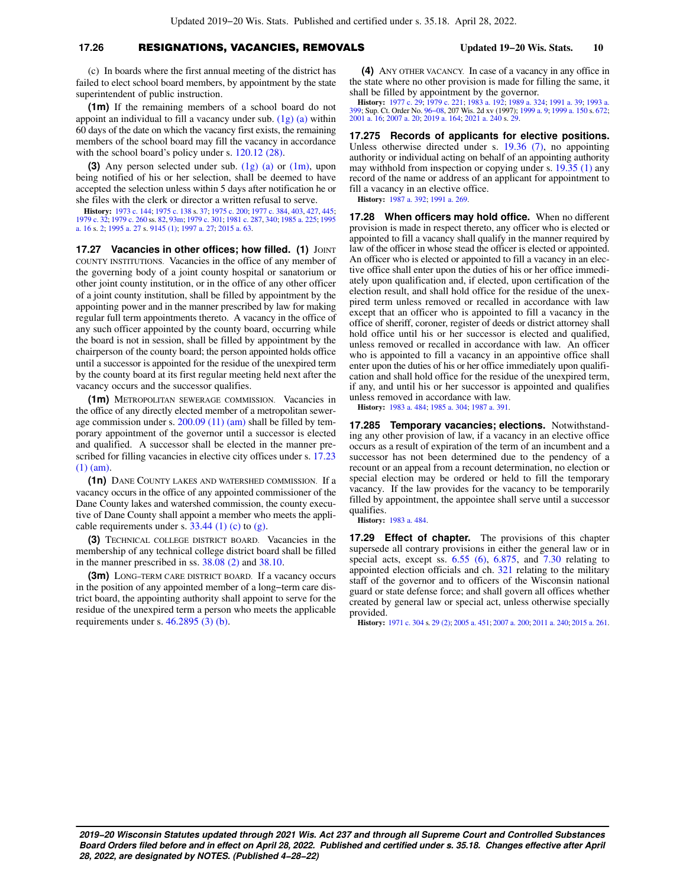(c) In boards where the first annual meeting of the district has failed to elect school board members, by appointment by the state superintendent of public instruction.

**(1m)** If the remaining members of a school board do not appoint an individual to fill a vacancy under sub. (1g) (a) within 60 days of the date on which the vacancy first exists, the remaining members of the school board may fill the vacancy in accordance with the school board's policy under s. 120.12 (28).

**(3)** Any person selected under sub. (1g) (a) or (1m), upon being notified of his or her selection, shall be deemed to have accepted the selection unless within 5 days after notification he or she files with the clerk or director a written refusal to serve.

**History:** 1973 c. 144; 1975 c. 138 s. 37; 1975 c. 200; 1977 c. 384, 403, 427, 445; 1979 c. 32; 1979 c. 260 ss. 82, 93m; 1979 c. 301; 1981 c. 287, 340; 1985 a. 225; 1995 a. 16 s. 2; 1995 a. 27 s. 9145 (1); 1997 a. 27; 2015 a. 63.

**17.27 Vacancies in other offices; how filled. (1)** JOINT COUNTY INSTITUTIONS. Vacancies in the office of any member of the governing body of a joint county hospital or sanatorium or other joint county institution, or in the office of any other officer of a joint county institution, shall be filled by appointment by the appointing power and in the manner prescribed by law for making regular full term appointments thereto. A vacancy in the office of any such officer appointed by the county board, occurring while the board is not in session, shall be filled by appointment by the chairperson of the county board; the person appointed holds office until a successor is appointed for the residue of the unexpired term by the county board at its first regular meeting held next after the vacancy occurs and the successor qualifies.

**(1m)** METROPOLITAN SEWERAGE COMMISSION. Vacancies in the office of any directly elected member of a metropolitan sewerage commission under s. 200.09 (11) (am) shall be filled by temporary appointment of the governor until a successor is elected and qualified. A successor shall be elected in the manner prescribed for filling vacancies in elective city offices under s. 17.23 (1) (am).

**(1n)** DANE COUNTY LAKES AND WATERSHED COMMISSION. If a vacancy occurs in the office of any appointed commissioner of the Dane County lakes and watershed commission, the county executive of Dane County shall appoint a member who meets the applicable requirements under s. 33.44 (1) (c) to (g).

**(3)** TECHNICAL COLLEGE DISTRICT BOARD. Vacancies in the membership of any technical college district board shall be filled in the manner prescribed in ss. 38.08 (2) and 38.10.

**(3m)** LONG–TERM CARE DISTRICT BOARD. If a vacancy occurs in the position of any appointed member of a long–term care district board, the appointing authority shall appoint to serve for the residue of the unexpired term a person who meets the applicable requirements under s. 46.2895 (3) (b).

**(4)** ANY OTHER VACANCY. In case of a vacancy in any office in the state where no other provision is made for filling the same, it shall be filled by appointment by the governor.

**History:** 1977 c. 29; 1979 c. 221; 1983 a. 192; 1989 a. 324; 1991 a. 39; 1993 a. 399; Sup. Ct. Order No. 96–08, 207 Wis. 2d xv (1997); 1999 a. 9; 1999 a. 150 s. 672; 2001 a. 16; 2007 a. 20; 2019 a. 164; 2021 a. 240 s. 29.

**17.275 Records of applicants for elective positions.** Unless otherwise directed under s. 19.36 (7), no appointing authority or individual acting on behalf of an appointing authority may withhold from inspection or copying under s. 19.35 (1) any record of the name or address of an applicant for appointment to fill a vacancy in an elective office.

**History:** 1987 a. 392; 1991 a. 269.

**17.28 When officers may hold office.** When no different provision is made in respect thereto, any officer who is elected or appointed to fill a vacancy shall qualify in the manner required by law of the officer in whose stead the officer is elected or appointed. An officer who is elected or appointed to fill a vacancy in an elective office shall enter upon the duties of his or her office immediately upon qualification and, if elected, upon certification of the election result, and shall hold office for the residue of the unexpired term unless removed or recalled in accordance with law except that an officer who is appointed to fill a vacancy in the office of sheriff, coroner, register of deeds or district attorney shall hold office until his or her successor is elected and qualified, unless removed or recalled in accordance with law. An officer who is appointed to fill a vacancy in an appointive office shall enter upon the duties of his or her office immediately upon qualification and shall hold office for the residue of the unexpired term, if any, and until his or her successor is appointed and qualifies unless removed in accordance with law.

**History:** 1983 a. 484; 1985 a. 304; 1987 a. 391.

**17.285 Temporary vacancies; elections.** Notwithstanding any other provision of law, if a vacancy in an elective office occurs as a result of expiration of the term of an incumbent and a successor has not been determined due to the pendency of a recount or an appeal from a recount determination, no election or special election may be ordered or held to fill the temporary vacancy. If the law provides for the vacancy to be temporarily filled by appointment, the appointee shall serve until a successor qualifies.

**History:** 1983 a. 484.

**17.29 Effect of chapter.** The provisions of this chapter supersede all contrary provisions in either the general law or in special acts, except ss. 6.55 (6), 6.875, and 7.30 relating to appointed election officials and ch. 321 relating to the military staff of the governor and to officers of the Wisconsin national guard or state defense force; and shall govern all offices whether created by general law or special act, unless otherwise specially provided.

**History:** 1971 c. 304 s. 29 (2); 2005 a. 451; 2007 a. 200; 2011 a. 240; 2015 a. 261.